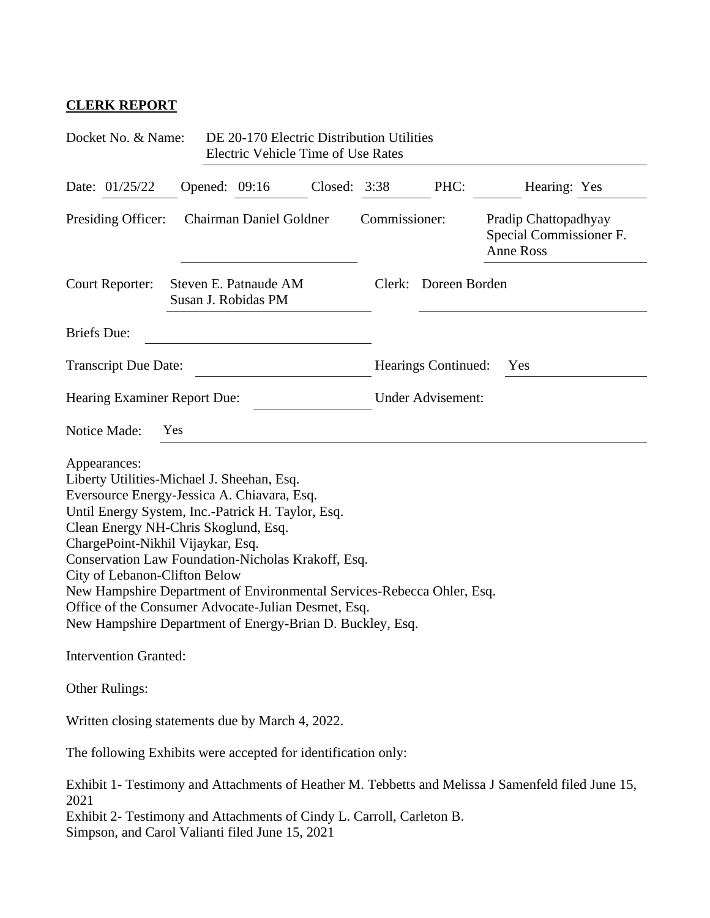## **CLERK REPORT**

Docket No. & Name: DE 20-170 Electric Distribution Utilities Electric Vehicle Time of Use Rates

Date: 01/25/22 Opened: 09:16 Closed: 3:38 PHC: Hearing: Yes

Presiding Officer: Chairman Daniel Goldner Commissioner: Pradip Chattopadhyay Special Commissioner F. Anne Ross

Court Reporter: Steven E. Patnaude AM Susan J. Robidas PM Clerk: Doreen Borden

Briefs Due:

Transcript Due Date: Hearings Continued: Yes

Hearing Examiner Report Due: Under Advisement:

Notice Made: Yes

Appearances:
Liberty Utilities-Michael J. Sheehan, Esq.
Eversource Energy-Jessica A. Chiavara, Esq.
Until Energy System, Inc.-Patrick H. Taylor, Esq.
Clean Energy NH-Chris Skoglund, Esq.
ChargePoint-Nikhil Vijaykar, Esq.
Conservation Law Foundation-Nicholas Krakoff, Esq.
City of Lebanon-Clifton Below
New Hampshire Department of Environmental Services-Rebecca Ohler, Esq.
Office of the Consumer Advocate-Julian Desmet, Esq.
New Hampshire Department of Energy-Brian D. Buckley, Esq.

Intervention Granted:

Other Rulings:

Written closing statements due by March 4, 2022.

The following Exhibits were accepted for identification only:

Exhibit 1- Testimony and Attachments of Heather M. Tebbetts and Melissa J Samenfeld filed June 15, 2021
Exhibit 2- Testimony and Attachments of Cindy L. Carroll, Carleton B. Simpson, and Carol Valianti filed June 15, 2021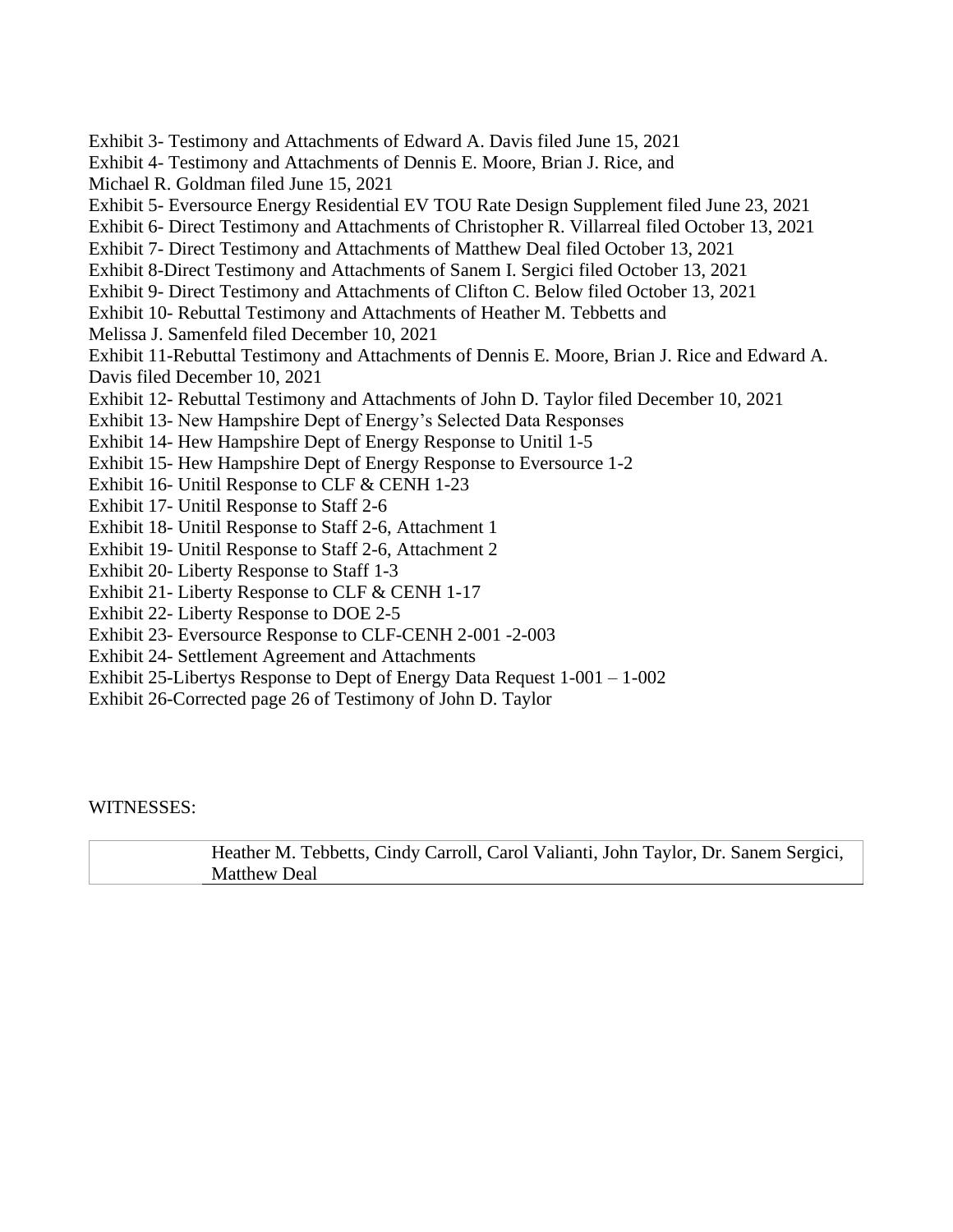Exhibit 3- Testimony and Attachments of Edward A. Davis filed June 15, 2021
Exhibit 4- Testimony and Attachments of Dennis E. Moore, Brian J. Rice, and Michael R. Goldman filed June 15, 2021
Exhibit 5- Eversource Energy Residential EV TOU Rate Design Supplement filed June 23, 2021
Exhibit 6- Direct Testimony and Attachments of Christopher R. Villarreal filed October 13, 2021
Exhibit 7- Direct Testimony and Attachments of Matthew Deal filed October 13, 2021
Exhibit 8-Direct Testimony and Attachments of Sanem I. Sergici filed October 13, 2021
Exhibit 9- Direct Testimony and Attachments of Clifton C. Below filed October 13, 2021
Exhibit 10- Rebuttal Testimony and Attachments of Heather M. Tebbetts and Melissa J. Samenfeld filed December 10, 2021
Exhibit 11-Rebuttal Testimony and Attachments of Dennis E. Moore, Brian J. Rice and Edward A. Davis filed December 10, 2021
Exhibit 12- Rebuttal Testimony and Attachments of John D. Taylor filed December 10, 2021
Exhibit 13- New Hampshire Dept of Energy's Selected Data Responses
Exhibit 14- Hew Hampshire Dept of Energy Response to Unitil 1-5
Exhibit 15- Hew Hampshire Dept of Energy Response to Eversource 1-2
Exhibit 16- Unitil Response to CLF & CENH 1-23
Exhibit 17- Unitil Response to Staff 2-6
Exhibit 18- Unitil Response to Staff 2-6, Attachment 1
Exhibit 19- Unitil Response to Staff 2-6, Attachment 2
Exhibit 20- Liberty Response to Staff 1-3
Exhibit 21- Liberty Response to CLF & CENH 1-17
Exhibit 22- Liberty Response to DOE 2-5
Exhibit 23- Eversource Response to CLF-CENH 2-001 -2-003
Exhibit 24- Settlement Agreement and Attachments
Exhibit 25-Libertys Response to Dept of Energy Data Request 1-001 – 1-002
Exhibit 26-Corrected page 26 of Testimony of John D. Taylor

WITNESSES:

| | |
|---|---|
| | Heather M. Tebbetts, Cindy Carroll, Carol Valianti, John Taylor, Dr. Sanem Sergici, Matthew Deal |